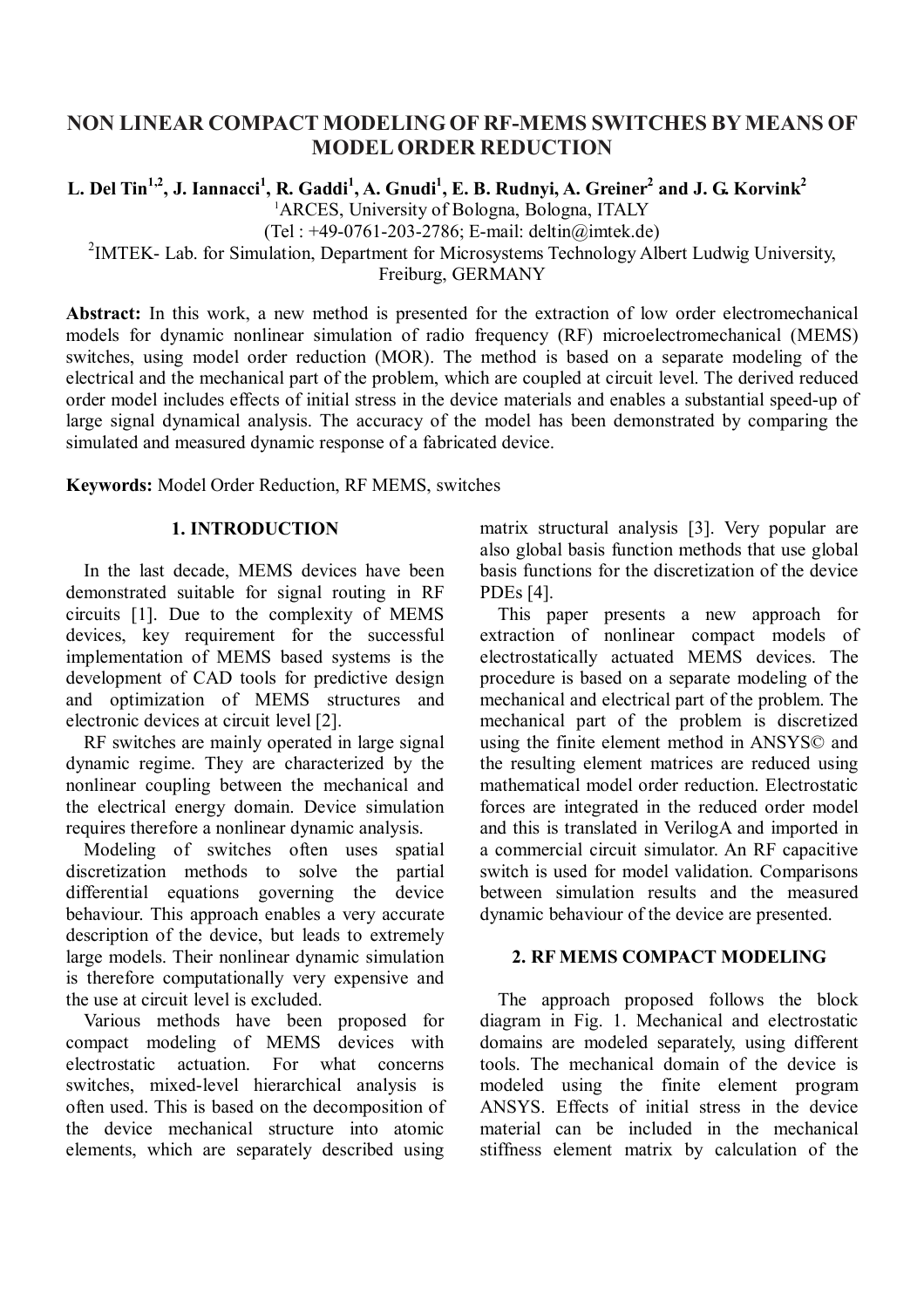# NON LINEAR COMPACT MODELING OF RF-MEMS SWITCHES BY MEANS OF MODEL ORDER REDUCTION

**L. Del Tin[1,2], J. Iannacci[1], R. Gaddi[1], A. Gnudi[1], E. B. Rudnyi, A. Greiner[2] and J. G. Korvink[2]**

[1]ARCES, University of Bologna, Bologna, ITALY

(Tel : +49-0761-203-2786; E-mail: deltin@imtek.de)

[2]IMTEK- Lab. for Simulation, Department for Microsystems Technology Albert Ludwig University, Freiburg, GERMANY

**Abstract:** In this work, a new method is presented for the extraction of low order electromechanical models for dynamic nonlinear simulation of radio frequency (RF) microelectromechanical (MEMS) switches, using model order reduction (MOR). The method is based on a separate modeling of the electrical and the mechanical part of the problem, which are coupled at circuit level. The derived reduced order model includes effects of initial stress in the device materials and enables a substantial speed-up of large signal dynamical analysis. The accuracy of the model has been demonstrated by comparing the simulated and measured dynamic response of a fabricated device.

**Keywords:** Model Order Reduction, RF MEMS, switches

## 1. INTRODUCTION

In the last decade, MEMS devices have been demonstrated suitable for signal routing in RF circuits [1]. Due to the complexity of MEMS devices, key requirement for the successful implementation of MEMS based systems is the development of CAD tools for predictive design and optimization of MEMS structures and electronic devices at circuit level [2].

RF switches are mainly operated in large signal dynamic regime. They are characterized by the nonlinear coupling between the mechanical and the electrical energy domain. Device simulation requires therefore a nonlinear dynamic analysis.

Modeling of switches often uses spatial discretization methods to solve the partial differential equations governing the device behaviour. This approach enables a very accurate description of the device, but leads to extremely large models. Their nonlinear dynamic simulation is therefore computationally very expensive and the use at circuit level is excluded.

Various methods have been proposed for compact modeling of MEMS devices with electrostatic actuation. For what concerns switches, mixed-level hierarchical analysis is often used. This is based on the decomposition of the device mechanical structure into atomic elements, which are separately described using matrix structural analysis [3]. Very popular are also global basis function methods that use global basis functions for the discretization of the device PDEs [4].

This paper presents a new approach for extraction of nonlinear compact models of electrostatically actuated MEMS devices. The procedure is based on a separate modeling of the mechanical and electrical part of the problem. The mechanical part of the problem is discretized using the finite element method in ANSYS© and the resulting element matrices are reduced using mathematical model order reduction. Electrostatic forces are integrated in the reduced order model and this is translated in VerilogA and imported in a commercial circuit simulator. An RF capacitive switch is used for model validation. Comparisons between simulation results and the measured dynamic behaviour of the device are presented.

## 2. RF MEMS COMPACT MODELING

The approach proposed follows the block diagram in Fig. 1. Mechanical and electrostatic domains are modeled separately, using different tools. The mechanical domain of the device is modeled using the finite element program ANSYS. Effects of initial stress in the device material can be included in the mechanical stiffness element matrix by calculation of the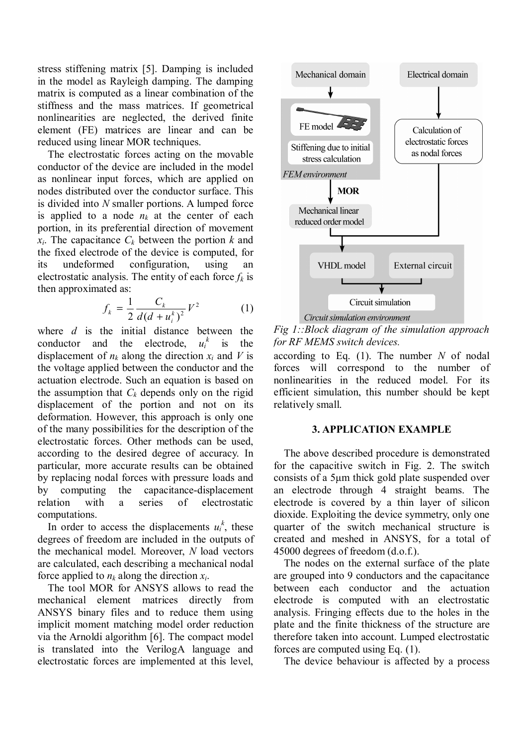stress stiffening matrix [5]. Damping is included in the model as Rayleigh damping. The damping matrix is computed as a linear combination of the stiffness and the mass matrices. If geometrical nonlinearities are neglected, the derived finite element (FE) matrices are linear and can be reduced using linear MOR techniques.

The electrostatic forces acting on the movable conductor of the device are included in the model as nonlinear input forces, which are applied on nodes distributed over the conductor surface. This is divided into $N$ smaller portions. A lumped force is applied to a node $n_k$ at the center of each portion, in its preferential direction of movement $x_i$. The capacitance $C_k$ between the portion $k$ and the fixed electrode of the device is computed, for its undeformed configuration, using an electrostatic analysis. The entity of each force $f_k$ is then approximated as:

$$f_k = \frac{1}{2} \frac{C_k}{d(d + u_i^k)^2} V^2 \tag{1}$$

where $d$ is the initial distance between the conductor and the electrode, $u_i^k$ is the displacement of $n_k$ along the direction $x_i$ and $V$ is the voltage applied between the conductor and the actuation electrode. Such an equation is based on the assumption that $C_k$ depends only on the rigid displacement of the portion and not on its deformation. However, this approach is only one of the many possibilities for the description of the electrostatic forces. Other methods can be used, according to the desired degree of accuracy. In particular, more accurate results can be obtained by replacing nodal forces with pressure loads and by computing the capacitance-displacement relation with a series of electrostatic computations.

In order to access the displacements $u_i^k$, these degrees of freedom are included in the outputs of the mechanical model. Moreover, $N$ load vectors are calculated, each describing a mechanical nodal force applied to $n_k$ along the direction $x_i$.

The tool MOR for ANSYS allows to read the mechanical element matrices directly from ANSYS binary files and to reduce them using implicit moment matching model order reduction via the Arnoldi algorithm [6]. The compact model is translated into the VerilogA language and electrostatic forces are implemented at this level, according to Eq. (1). The number $N$ of nodal forces will correspond to the number of nonlinearities in the reduced model. For its efficient simulation, this number should be kept relatively small.

*Fig 1::Block diagram of the simulation approach for RF MEMS switch devices.*

## 3. APPLICATION EXAMPLE

The above described procedure is demonstrated for the capacitive switch in Fig. 2. The switch consists of a 5µm thick gold plate suspended over an electrode through 4 straight beams. The electrode is covered by a thin layer of silicon dioxide. Exploiting the device symmetry, only one quarter of the switch mechanical structure is created and meshed in ANSYS, for a total of 45000 degrees of freedom (d.o.f.).

The nodes on the external surface of the plate are grouped into 9 conductors and the capacitance between each conductor and the actuation electrode is computed with an electrostatic analysis. Fringing effects due to the holes in the plate and the finite thickness of the structure are therefore taken into account. Lumped electrostatic forces are computed using Eq. (1).

The device behaviour is affected by a process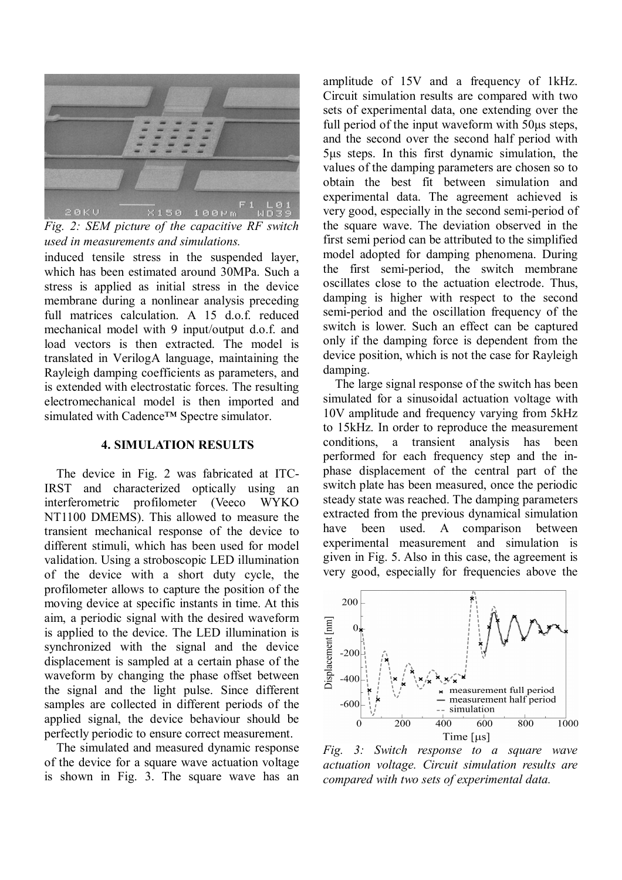*Fig. 2: SEM picture of the capacitive RF switch used in measurements and simulations.*

induced tensile stress in the suspended layer, which has been estimated around 30MPa. Such a stress is applied as initial stress in the device membrane during a nonlinear analysis preceding full matrices calculation. A 15 d.o.f. reduced mechanical model with 9 input/output d.o.f. and load vectors is then extracted. The model is translated in VerilogA language, maintaining the Rayleigh damping coefficients as parameters, and is extended with electrostatic forces. The resulting electromechanical model is then imported and simulated with Cadence™ Spectre simulator.

## 4. SIMULATION RESULTS

The device in Fig. 2 was fabricated at ITC-IRST and characterized optically using an interferometric profilometer (Veeco WYKO NT1100 DMEMS). This allowed to measure the transient mechanical response of the device to different stimuli, which has been used for model validation. Using a stroboscopic LED illumination of the device with a short duty cycle, the profilometer allows to capture the position of the moving device at specific instants in time. At this aim, a periodic signal with the desired waveform is applied to the device. The LED illumination is synchronized with the signal and the device displacement is sampled at a certain phase of the waveform by changing the phase offset between the signal and the light pulse. Since different samples are collected in different periods of the applied signal, the device behaviour should be perfectly periodic to ensure correct measurement.

The simulated and measured dynamic response of the device for a square wave actuation voltage is shown in Fig. 3. The square wave has an amplitude of 15V and a frequency of 1kHz. Circuit simulation results are compared with two sets of experimental data, one extending over the full period of the input waveform with 50μs steps, and the second over the second half period with 5μs steps. In this first dynamic simulation, the values of the damping parameters are chosen so to obtain the best fit between simulation and experimental data. The agreement achieved is very good, especially in the second semi-period of the square wave. The deviation observed in the first semi period can be attributed to the simplified model adopted for damping phenomena. During the first semi-period, the switch membrane oscillates close to the actuation electrode. Thus, damping is higher with respect to the second semi-period and the oscillation frequency of the switch is lower. Such an effect can be captured only if the damping force is dependent from the device position, which is not the case for Rayleigh damping.

The large signal response of the switch has been simulated for a sinusoidal actuation voltage with 10V amplitude and frequency varying from 5kHz to 15kHz. In order to reproduce the measurement conditions, a transient analysis has been performed for each frequency step and the in-phase displacement of the central part of the switch plate has been measured, once the periodic steady state was reached. The damping parameters extracted from the previous dynamical simulation have been used. A comparison between experimental measurement and simulation is given in Fig. 5. Also in this case, the agreement is very good, especially for frequencies above the

*Fig. 3: Switch response to a square wave actuation voltage. Circuit simulation results are compared with two sets of experimental data.*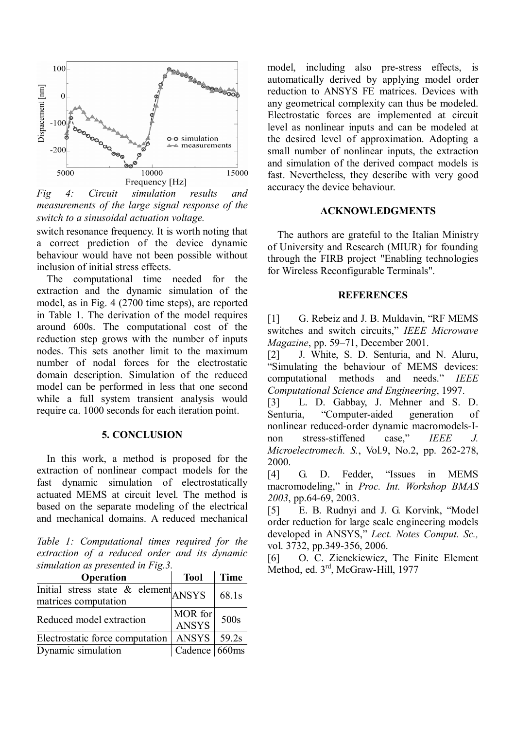100
0
-100
-200
Dispacement [nm]
5000
10000
15000
Frequency [Hz]
simulation
measurements

*Fig 4: Circuit simulation results and measurements of the large signal response of the switch to a sinusoidal actuation voltage.*

switch resonance frequency. It is worth noting that a correct prediction of the device dynamic behaviour would have not been possible without inclusion of initial stress effects.

The computational time needed for the extraction and the dynamic simulation of the model, as in Fig. 4 (2700 time steps), are reported in Table 1. The derivation of the model requires around 600s. The computational cost of the reduction step grows with the number of inputs nodes. This sets another limit to the maximum number of nodal forces for the electrostatic domain description. Simulation of the reduced model can be performed in less that one second while a full system transient analysis would require ca. 1000 seconds for each iteration point.

## 5. CONCLUSION

In this work, a method is proposed for the extraction of nonlinear compact models for the fast dynamic simulation of electrostatically actuated MEMS at circuit level. The method is based on the separate modeling of the electrical and mechanical domains. A reduced mechanical model, including also pre-stress effects, is automatically derived by applying model order reduction to ANSYS FE matrices. Devices with any geometrical complexity can thus be modeled. Electrostatic forces are implemented at circuit level as nonlinear inputs and can be modeled at the desired level of approximation. Adopting a small number of nonlinear inputs, the extraction and simulation of the derived compact models is fast. Nevertheless, they describe with very good accuracy the device behaviour.

*Table 1: Computational times required for the extraction of a reduced order and its dynamic simulation as presented in Fig.3.*

| Operation | Tool | Time |
|---|---|---|
| Initial stress state & element matrices computation | ANSYS | 68.1s |
| Reduced model extraction | MOR for ANSYS | 500s |
| Electrostatic force computation | ANSYS | 59.2s |
| Dynamic simulation | Cadence | 660ms |

## ACKNOWLEDGMENTS

The authors are grateful to the Italian Ministry of University and Research (MIUR) for founding through the FIRB project "Enabling technologies for Wireless Reconfigurable Terminals".

## REFERENCES

[1] G. Rebeiz and J. B. Muldavin, "RF MEMS switches and switch circuits," *IEEE Microwave Magazine*, pp. 59–71, December 2001.

[2] J. White, S. D. Senturia, and N. Aluru, "Simulating the behaviour of MEMS devices: computational methods and needs." *IEEE Computational Science and Engineering*, 1997.

[3] L. D. Gabbay, J. Mehner and S. D. Senturia, "Computer-aided generation of nonlinear reduced-order dynamic macromodels-I-non stress-stiffened case," *IEEE J. Microelectromech. S.*, Vol.9, No.2, pp. 262-278, 2000.

[4] G. D. Fedder, "Issues in MEMS macromodeling," in *Proc. Int. Workshop BMAS 2003*, pp.64-69, 2003.

[5] E. B. Rudnyi and J. G. Korvink, "Model order reduction for large scale engineering models developed in ANSYS," *Lect. Notes Comput. Sc.,* vol. 3732, pp.349-356, 2006.

[6] O. C. Zienckiewicz, The Finite Element Method, ed. 3rd, McGraw-Hill, 1977